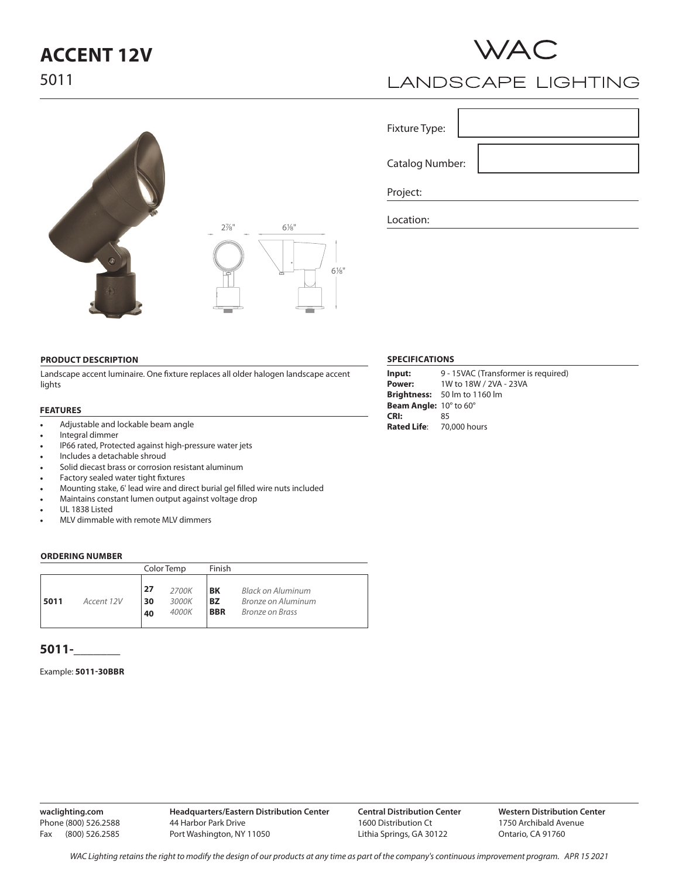# ACCENT 12V

5011

WAC

LANDSCAPE LIGHTING

Fixture Type:

Catalog Number:

Project:

Location:

2⅞"  6⅛"  6⅛"

### PRODUCT DESCRIPTION

Landscape accent luminaire. One fixture replaces all older halogen landscape accent lights

### FEATURES

- Adjustable and lockable beam angle
- Integral dimmer
- IP66 rated, Protected against high-pressure water jets
- Includes a detachable shroud
- Solid diecast brass or corrosion resistant aluminum
- Factory sealed water tight fixtures
- Mounting stake, 6' lead wire and direct burial gel filled wire nuts included
- Maintains constant lumen output against voltage drop
- UL 1838 Listed
- MLV dimmable with remote MLV dimmers

### ORDERING NUMBER

| | | Color Temp | | Finish | |
|---|---|---|---|---|---|
| **5011** | *Accent 12V* | **27** | *2700K* | **BK** | *Black on Aluminum* |
| | | **30** | *3000K* | **BZ** | *Bronze on Aluminum* |
| | | **40** | *4000K* | **BBR** | *Bronze on Brass* |

**5011-**________

Example: **5011-30BBR**

### SPECIFICATIONS

**Input:** 9 - 15VAC (Transformer is required)
**Power:** 1W to 18W / 2VA - 23VA
**Brightness:** 50 lm to 1160 lm
**Beam Angle:** 10° to 60°
**CRI:** 85
**Rated Life**: 70,000 hours

**waclighting.com**
Phone (800) 526.2588
Fax (800) 526.2585

**Headquarters/Eastern Distribution Center**
44 Harbor Park Drive
Port Washington, NY 11050

**Central Distribution Center**
1600 Distribution Ct
Lithia Springs, GA 30122

**Western Distribution Center**
1750 Archibald Avenue
Ontario, CA 91760

*WAC Lighting retains the right to modify the design of our products at any time as part of the company's continuous improvement program. APR 15 2021*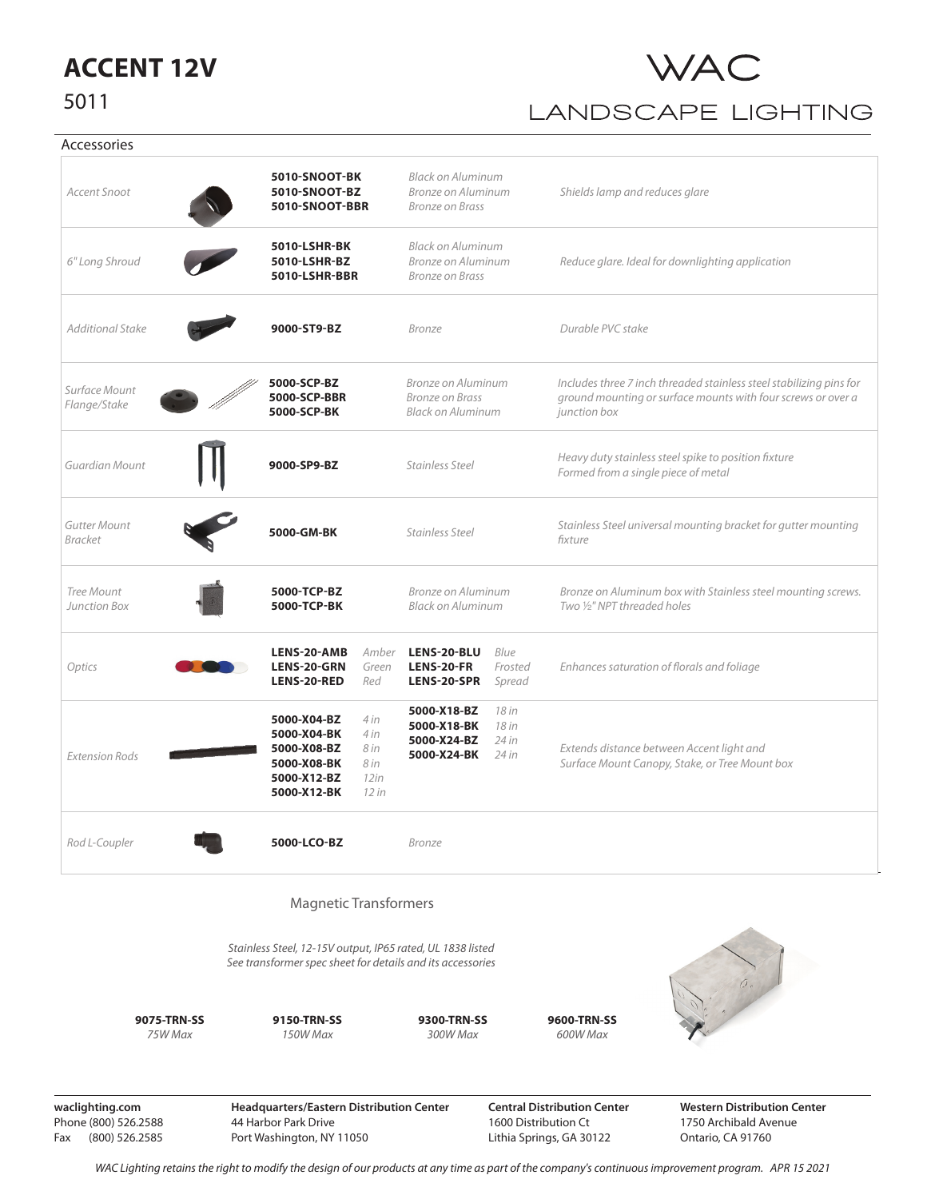# ACCENT 12V

5011

WAC

LANDSCAPE LIGHTING

## Accessories

| | | | |
|---|---|---|---|
| *Accent Snoot* | **5010-SNOOT-BK**<br>**5010-SNOOT-BZ**<br>**5010-SNOOT-BBR** | *Black on Aluminum*<br>*Bronze on Aluminum*<br>*Bronze on Brass* | *Shields lamp and reduces glare* |
| *6" Long Shroud* | **5010-LSHR-BK**<br>**5010-LSHR-BZ**<br>**5010-LSHR-BBR** | *Black on Aluminum*<br>*Bronze on Aluminum*<br>*Bronze on Brass* | *Reduce glare. Ideal for downlighting application* |
| *Additional Stake* | **9000-ST9-BZ** | *Bronze* | *Durable PVC stake* |
| *Surface Mount Flange/Stake* | **5000-SCP-BZ**<br>**5000-SCP-BBR**<br>**5000-SCP-BK** | *Bronze on Aluminum*<br>*Bronze on Brass*<br>*Black on Aluminum* | *Includes three 7 inch threaded stainless steel stabilizing pins for ground mounting or surface mounts with four screws or over a junction box* |
| *Guardian Mount* | **9000-SP9-BZ** | *Stainless Steel* | *Heavy duty stainless steel spike to position fixture Formed from a single piece of metal* |
| *Gutter Mount Bracket* | **5000-GM-BK** | *Stainless Steel* | *Stainless Steel universal mounting bracket for gutter mounting fixture* |
| *Tree Mount Junction Box* | **5000-TCP-BZ**<br>**5000-TCP-BK** | *Bronze on Aluminum*<br>*Black on Aluminum* | *Bronze on Aluminum box with Stainless steel mounting screws. Two ½" NPT threaded holes* |
| *Optics* | **LENS-20-AMB** *Amber*<br>**LENS-20-GRN** *Green*<br>**LENS-20-RED** *Red* | **LENS-20-BLU** *Blue*<br>**LENS-20-FR** *Frosted*<br>**LENS-20-SPR** *Spread* | *Enhances saturation of florals and foliage* |
| *Extension Rods* | **5000-X04-BZ** *4 in*<br>**5000-X04-BK** *4 in*<br>**5000-X08-BZ** *8 in*<br>**5000-X08-BK** *8 in*<br>**5000-X12-BZ** *12in*<br>**5000-X12-BK** *12 in* | **5000-X18-BZ** *18 in*<br>**5000-X18-BK** *18 in*<br>**5000-X24-BZ** *24 in*<br>**5000-X24-BK** *24 in* | *Extends distance between Accent light and Surface Mount Canopy, Stake, or Tree Mount box* |
| *Rod L-Coupler* | **5000-LCO-BZ** | *Bronze* | |

## Magnetic Transformers

*Stainless Steel, 12-15V output, IP65 rated, UL 1838 listed*
*See transformer spec sheet for details and its accessories*

| **9075-TRN-SS** | **9150-TRN-SS** | **9300-TRN-SS** | **9600-TRN-SS** |
|---|---|---|---|
| *75W Max* | *150W Max* | *300W Max* | *600W Max* |

**waclighting.com**
Phone (800) 526.2588
Fax (800) 526.2585

**Headquarters/Eastern Distribution Center**
44 Harbor Park Drive
Port Washington, NY 11050

**Central Distribution Center**
1600 Distribution Ct
Lithia Springs, GA 30122

**Western Distribution Center**
1750 Archibald Avenue
Ontario, CA 91760

*WAC Lighting retains the right to modify the design of our products at any time as part of the company's continuous improvement program. APR 15 2021*